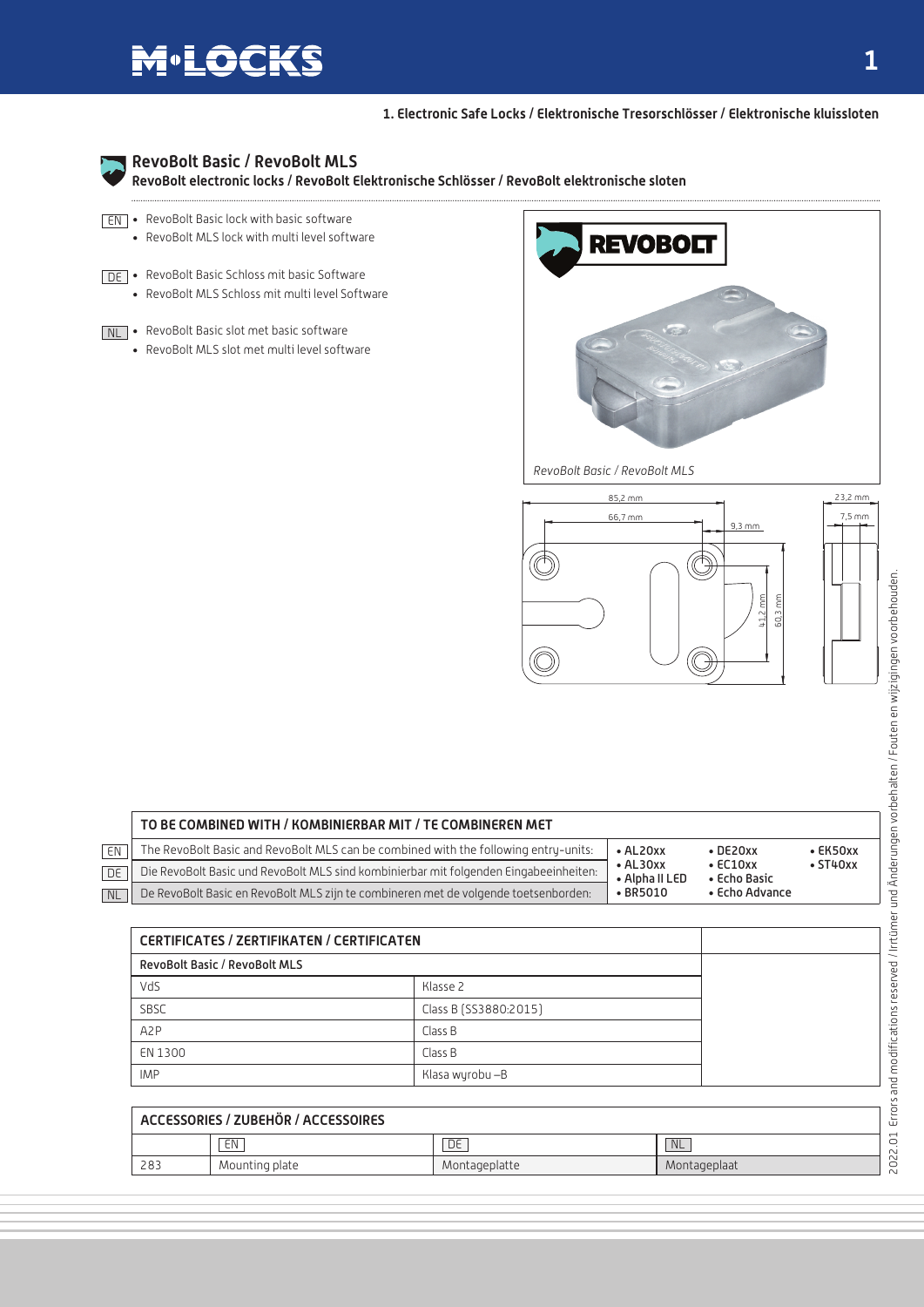# 1. Electronic Safe Locks / Elektronische Tresorschlösser / Elektronische kluissloten

## RevoBolt Basic / RevoBolt MLS

**RevoBolt electronic locks / RevoBolt Elektronische Schlösser / RevoBolt elektronische sloten**

EN
- RevoBolt Basic lock with basic software
- RevoBolt MLS lock with multi level software

DE
- RevoBolt Basic Schloss mit basic Software
- RevoBolt MLS Schloss mit multi level Software

NL
- RevoBolt Basic slot met basic software
- RevoBolt MLS slot met multi level software

*RevoBolt Basic / RevoBolt MLS*

| TO BE COMBINED WITH / KOMBINIERBAR MIT / TE COMBINEREN MET | | | |
|---|---|---|---|
| EN: The RevoBolt Basic and RevoBolt MLS can be combined with the following entry-units:<br>DE: Die RevoBolt Basic und RevoBolt MLS sind kombinierbar mit folgenden Eingabeeinheiten:<br>NL: De RevoBolt Basic en RevoBolt MLS zijn te combineren met de volgende toetsenborden: | • AL20xx<br>• AL30xx<br>• Alpha II LED<br>• BR5010 | • DE20xx<br>• EC10xx<br>• Echo Basic<br>• Echo Advance | • EK50xx<br>• ST40xx |

| CERTIFICATES / ZERTIFIKATEN / CERTIFICATEN | |
|---|---|
| **RevoBolt Basic / RevoBolt MLS** | |
| VdS | Klasse 2 |
| SBSC | Class B (SS3880:2015) |
| A2P | Class B |
| EN 1300 | Class B |
| IMP | Klasa wyrobu –B |

| ACCESSORIES / ZUBEHÖR / ACCESSOIRES | | | |
|---|---|---|---|
| | EN | DE | NL |
| 283 | Mounting plate | Montageplatte | Montageplaat |

2022.01 Errors and modifications reserved / Irrtümer und Änderungen vorbehalten / Fouten en wijzigingen voorbehouden.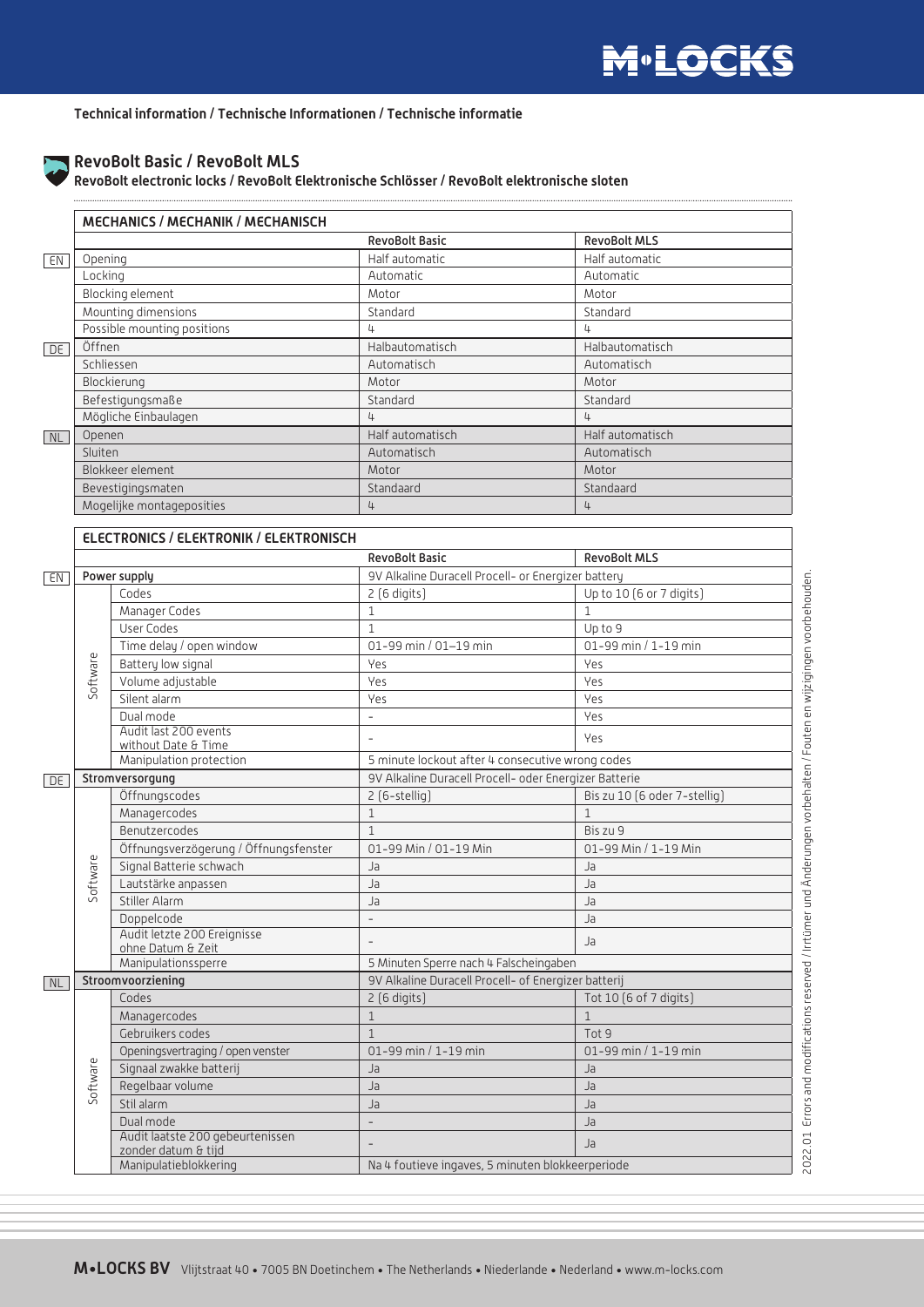**Technical information / Technische Informationen / Technische informatie**

## RevoBolt Basic / RevoBolt MLS

**RevoBolt electronic locks / RevoBolt Elektronische Schlösser / RevoBolt elektronische sloten**

| | MECHANICS / MECHANIK / MECHANISCH | RevoBolt Basic | RevoBolt MLS |
|---|---|---|---|
| EN | Opening | Half automatic | Half automatic |
| | Locking | Automatic | Automatic |
| | Blocking element | Motor | Motor |
| | Mounting dimensions | Standard | Standard |
| | Possible mounting positions | 4 | 4 |
| DE | Öffnen | Halbautomatisch | Halbautomatisch |
| | Schliessen | Automatisch | Automatisch |
| | Blockierung | Motor | Motor |
| | Befestigungsmaße | Standard | Standard |
| | Mögliche Einbaulagen | 4 | 4 |
| NL | Openen | Half automatisch | Half automatisch |
| | Sluiten | Automatisch | Automatisch |
| | Blokkeer element | Motor | Motor |
| | Bevestigingsmaten | Standaard | Standaard |
| | Mogelijke montageposities | 4 | 4 |

| | ELECTRONICS / ELEKTRONIK / ELEKTRONISCH | | RevoBolt Basic | RevoBolt MLS |
|---|---|---|---|---|
| EN | Power supply | | 9V Alkaline Duracell Procell- or Energizer battery | |
| | Software | Codes | 2 (6 digits) | Up to 10 (6 or 7 digits) |
| | | Manager Codes | 1 | 1 |
| | | User Codes | 1 | Up to 9 |
| | | Time delay / open window | 01-99 min / 01–19 min | 01-99 min / 1-19 min |
| | | Battery low signal | Yes | Yes |
| | | Volume adjustable | Yes | Yes |
| | | Silent alarm | Yes | Yes |
| | | Dual mode | - | Yes |
| | | Audit last 200 events without Date & Time | - | Yes |
| | | Manipulation protection | 5 minute lockout after 4 consecutive wrong codes | |
| DE | Stromversorgung | | 9V Alkaline Duracell Procell- oder Energizer Batterie | |
| | Software | Öffnungscodes | 2 (6-stellig) | Bis zu 10 (6 oder 7-stellig) |
| | | Managercodes | 1 | 1 |
| | | Benutzercodes | 1 | Bis zu 9 |
| | | Öffnungsverzögerung / Öffnungsfenster | 01-99 Min / 01-19 Min | 01-99 Min / 1-19 Min |
| | | Signal Batterie schwach | Ja | Ja |
| | | Lautstärke anpassen | Ja | Ja |
| | | Stiller Alarm | Ja | Ja |
| | | Doppelcode | - | Ja |
| | | Audit letzte 200 Ereignisse ohne Datum & Zeit | - | Ja |
| | | Manipulationssperre | 5 Minuten Sperre nach 4 Falscheingaben | |
| NL | Stroomvoorziening | | 9V Alkaline Duracell Procell- of Energizer batterij | |
| | Software | Codes | 2 (6 digits) | Tot 10 (6 of 7 digits) |
| | | Managercodes | 1 | 1 |
| | | Gebruikers codes | 1 | Tot 9 |
| | | Openingsvertraging / open venster | 01-99 min / 1-19 min | 01-99 min / 1-19 min |
| | | Signaal zwakke batterij | Ja | Ja |
| | | Regelbaar volume | Ja | Ja |
| | | Stil alarm | Ja | Ja |
| | | Dual mode | - | Ja |
| | | Audit laatste 200 gebeurtenissen zonder datum & tijd | - | Ja |
| | | Manipulatieblokkering | Na 4 foutieve ingaves, 5 minuten blokkeerperiode | |

2022.01 Errors and modifications reserved / Irrtümer und Änderungen vorbehalten / Fouten en wijzigingen voorbehouden.

**M•LOCKS BV** Vlijtstraat 40 • 7005 BN Doetinchem • The Netherlands • Niederlande • Nederland • www.m-locks.com